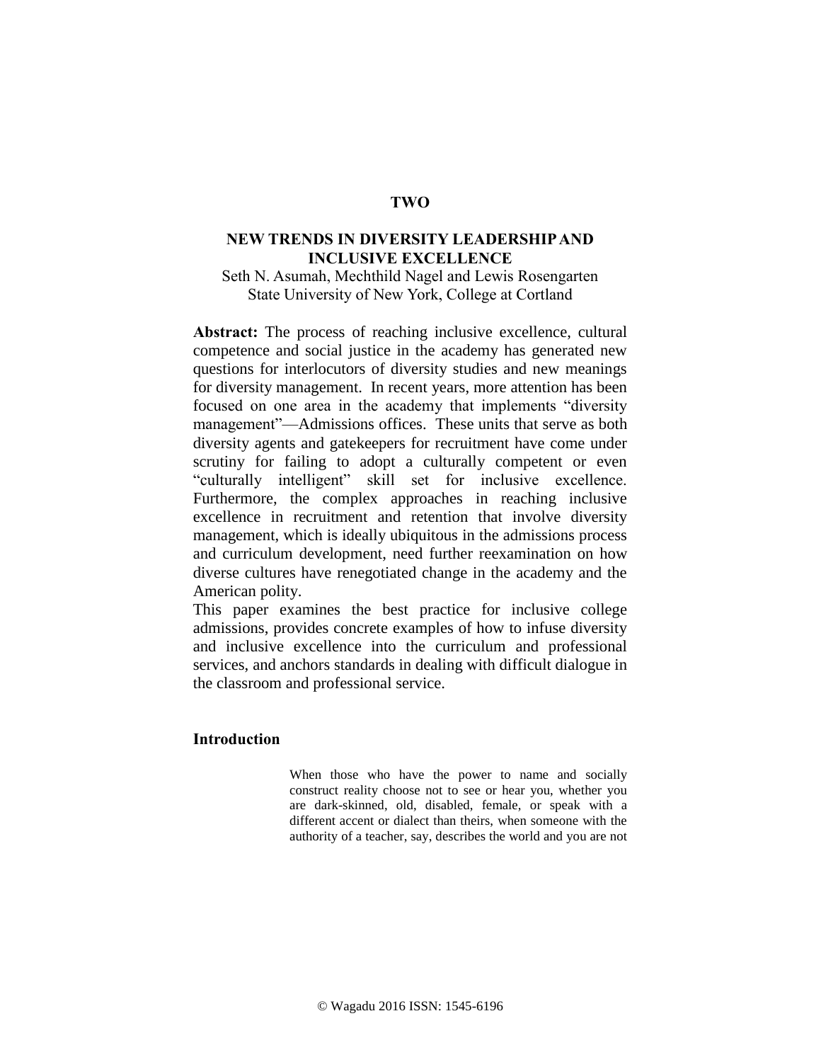## TWO

# NEW TRENDS IN DIVERSITY LEADERSHIP AND INCLUSIVE EXCELLENCE

Seth N. Asumah, Mechthild Nagel and Lewis Rosengarten
State University of New York, College at Cortland

**Abstract:** The process of reaching inclusive excellence, cultural competence and social justice in the academy has generated new questions for interlocutors of diversity studies and new meanings for diversity management. In recent years, more attention has been focused on one area in the academy that implements "diversity management"—Admissions offices. These units that serve as both diversity agents and gatekeepers for recruitment have come under scrutiny for failing to adopt a culturally competent or even "culturally intelligent" skill set for inclusive excellence. Furthermore, the complex approaches in reaching inclusive excellence in recruitment and retention that involve diversity management, which is ideally ubiquitous in the admissions process and curriculum development, need further reexamination on how diverse cultures have renegotiated change in the academy and the American polity.

This paper examines the best practice for inclusive college admissions, provides concrete examples of how to infuse diversity and inclusive excellence into the curriculum and professional services, and anchors standards in dealing with difficult dialogue in the classroom and professional service.

## Introduction

> When those who have the power to name and socially construct reality choose not to see or hear you, whether you are dark-skinned, old, disabled, female, or speak with a different accent or dialect than theirs, when someone with the authority of a teacher, say, describes the world and you are not

© Wagadu 2016 ISSN: 1545-6196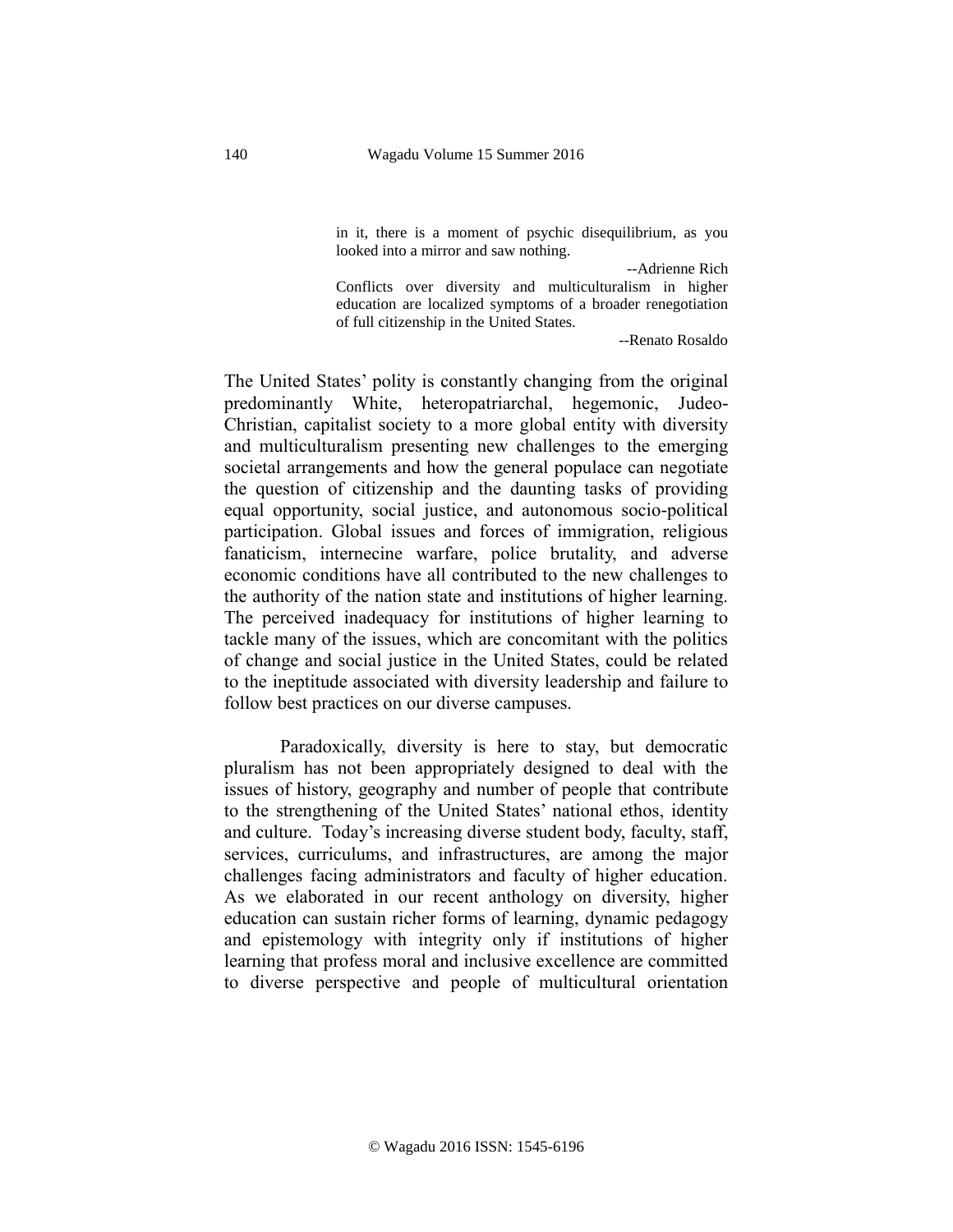> in it, there is a moment of psychic disequilibrium, as you looked into a mirror and saw nothing.
>
> --Adrienne Rich

> Conflicts over diversity and multiculturalism in higher education are localized symptoms of a broader renegotiation of full citizenship in the United States.
>
> --Renato Rosaldo

The United States' polity is constantly changing from the original predominantly White, heteropatriarchal, hegemonic, Judeo-Christian, capitalist society to a more global entity with diversity and multiculturalism presenting new challenges to the emerging societal arrangements and how the general populace can negotiate the question of citizenship and the daunting tasks of providing equal opportunity, social justice, and autonomous socio-political participation. Global issues and forces of immigration, religious fanaticism, internecine warfare, police brutality, and adverse economic conditions have all contributed to the new challenges to the authority of the nation state and institutions of higher learning. The perceived inadequacy for institutions of higher learning to tackle many of the issues, which are concomitant with the politics of change and social justice in the United States, could be related to the ineptitude associated with diversity leadership and failure to follow best practices on our diverse campuses.

Paradoxically, diversity is here to stay, but democratic pluralism has not been appropriately designed to deal with the issues of history, geography and number of people that contribute to the strengthening of the United States' national ethos, identity and culture. Today's increasing diverse student body, faculty, staff, services, curriculums, and infrastructures, are among the major challenges facing administrators and faculty of higher education. As we elaborated in our recent anthology on diversity, higher education can sustain richer forms of learning, dynamic pedagogy and epistemology with integrity only if institutions of higher learning that profess moral and inclusive excellence are committed to diverse perspective and people of multicultural orientation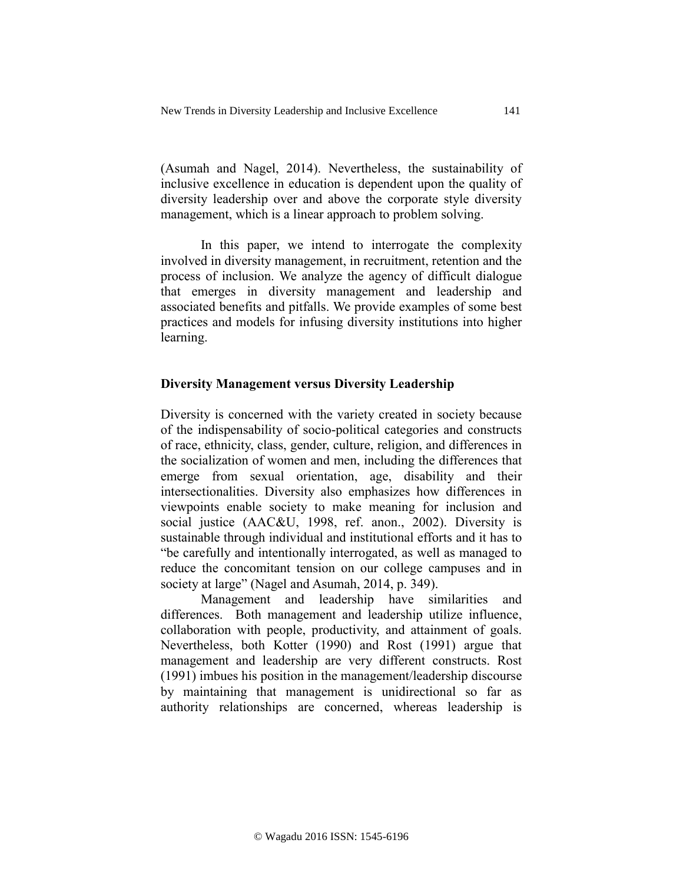(Asumah and Nagel, 2014). Nevertheless, the sustainability of inclusive excellence in education is dependent upon the quality of diversity leadership over and above the corporate style diversity management, which is a linear approach to problem solving.

In this paper, we intend to interrogate the complexity involved in diversity management, in recruitment, retention and the process of inclusion. We analyze the agency of difficult dialogue that emerges in diversity management and leadership and associated benefits and pitfalls. We provide examples of some best practices and models for infusing diversity institutions into higher learning.

## Diversity Management versus Diversity Leadership

Diversity is concerned with the variety created in society because of the indispensability of socio-political categories and constructs of race, ethnicity, class, gender, culture, religion, and differences in the socialization of women and men, including the differences that emerge from sexual orientation, age, disability and their intersectionalities. Diversity also emphasizes how differences in viewpoints enable society to make meaning for inclusion and social justice (AAC&U, 1998, ref. anon., 2002). Diversity is sustainable through individual and institutional efforts and it has to "be carefully and intentionally interrogated, as well as managed to reduce the concomitant tension on our college campuses and in society at large" (Nagel and Asumah, 2014, p. 349).

Management and leadership have similarities and differences. Both management and leadership utilize influence, collaboration with people, productivity, and attainment of goals. Nevertheless, both Kotter (1990) and Rost (1991) argue that management and leadership are very different constructs. Rost (1991) imbues his position in the management/leadership discourse by maintaining that management is unidirectional so far as authority relationships are concerned, whereas leadership is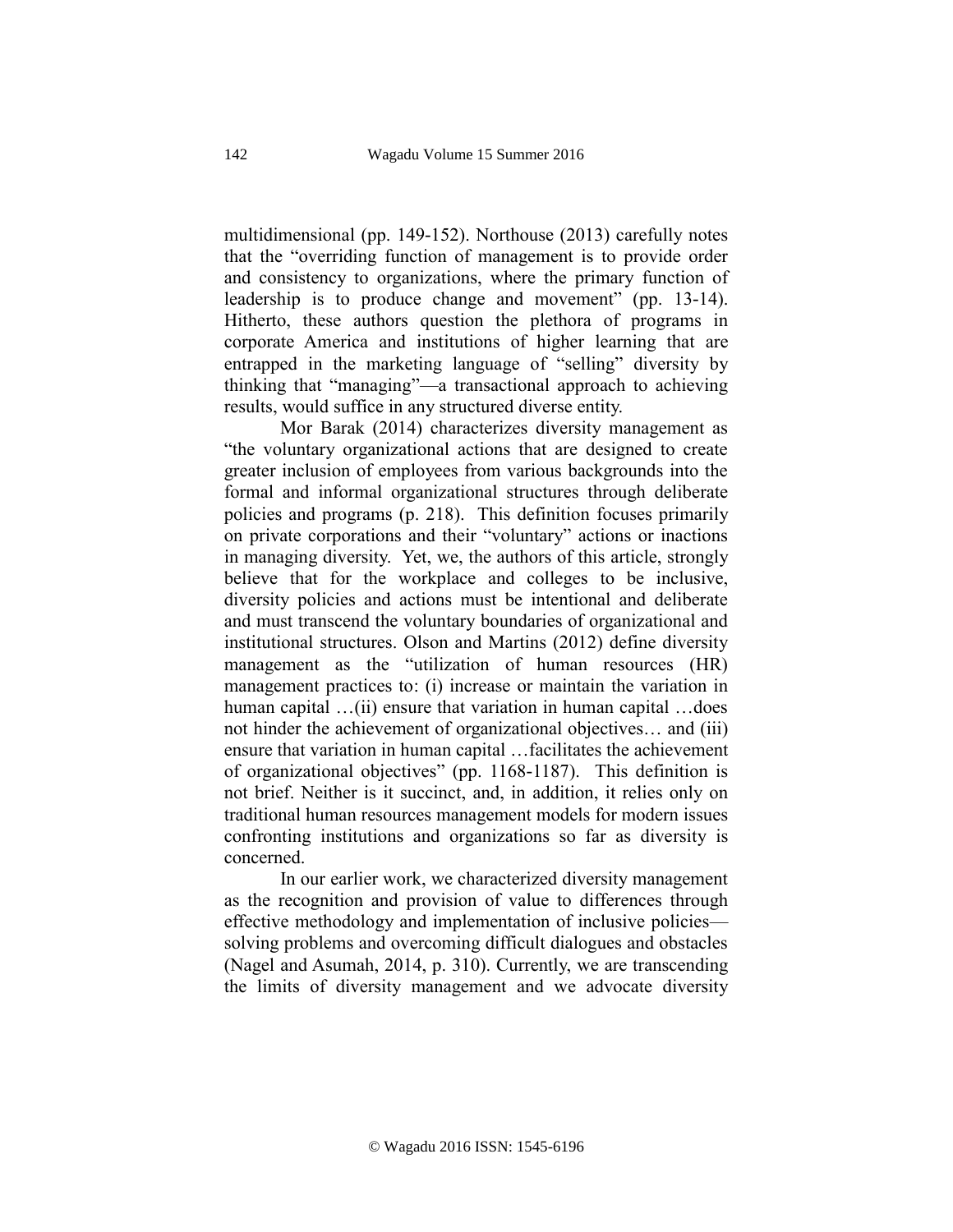multidimensional (pp. 149-152). Northouse (2013) carefully notes that the "overriding function of management is to provide order and consistency to organizations, where the primary function of leadership is to produce change and movement" (pp. 13-14). Hitherto, these authors question the plethora of programs in corporate America and institutions of higher learning that are entrapped in the marketing language of "selling" diversity by thinking that "managing"—a transactional approach to achieving results, would suffice in any structured diverse entity.

Mor Barak (2014) characterizes diversity management as "the voluntary organizational actions that are designed to create greater inclusion of employees from various backgrounds into the formal and informal organizational structures through deliberate policies and programs (p. 218). This definition focuses primarily on private corporations and their "voluntary" actions or inactions in managing diversity. Yet, we, the authors of this article, strongly believe that for the workplace and colleges to be inclusive, diversity policies and actions must be intentional and deliberate and must transcend the voluntary boundaries of organizational and institutional structures. Olson and Martins (2012) define diversity management as the "utilization of human resources (HR) management practices to: (i) increase or maintain the variation in human capital …(ii) ensure that variation in human capital …does not hinder the achievement of organizational objectives… and (iii) ensure that variation in human capital …facilitates the achievement of organizational objectives" (pp. 1168-1187). This definition is not brief. Neither is it succinct, and, in addition, it relies only on traditional human resources management models for modern issues confronting institutions and organizations so far as diversity is concerned.

In our earlier work, we characterized diversity management as the recognition and provision of value to differences through effective methodology and implementation of inclusive policies—solving problems and overcoming difficult dialogues and obstacles (Nagel and Asumah, 2014, p. 310). Currently, we are transcending the limits of diversity management and we advocate diversity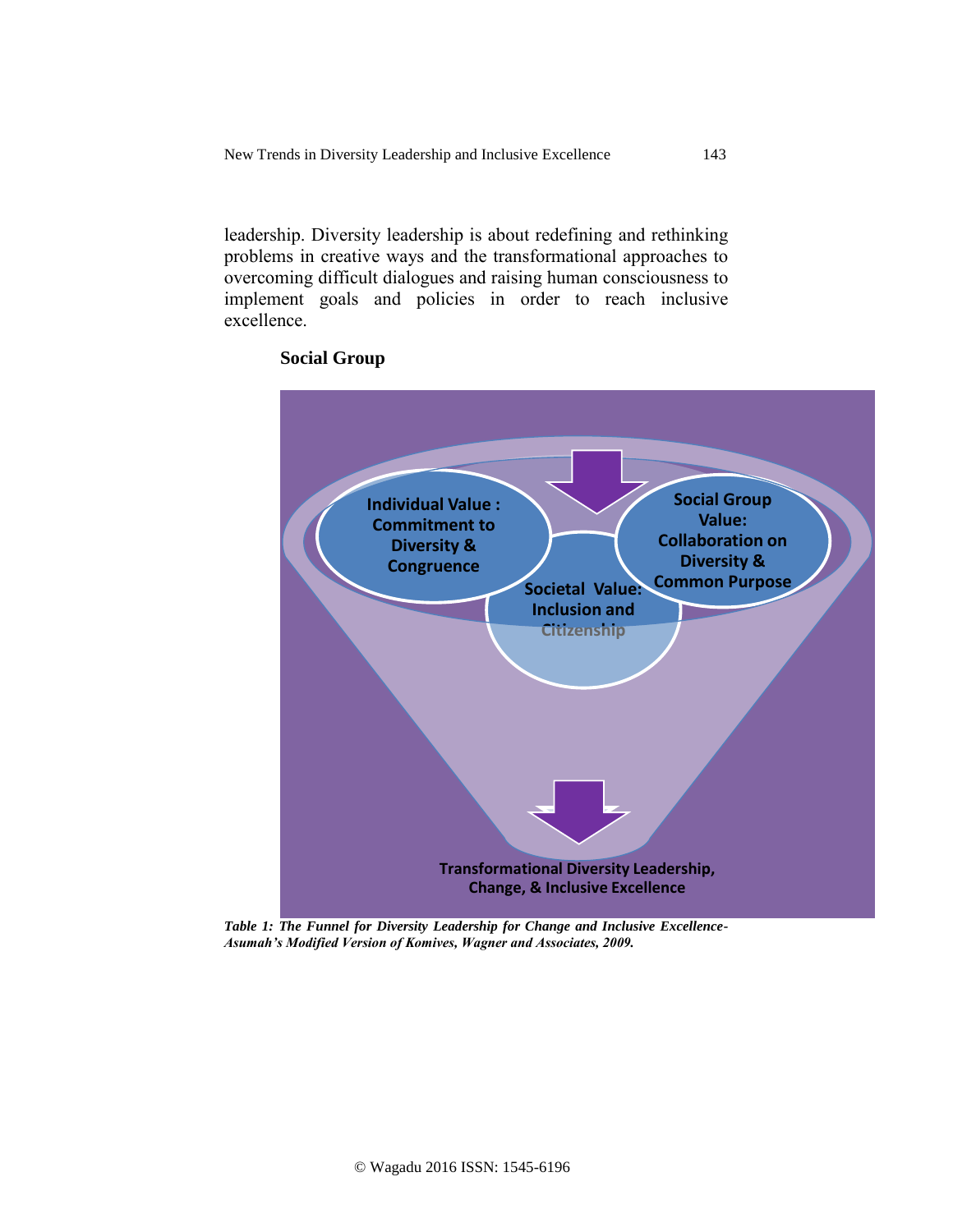leadership. Diversity leadership is about redefining and rethinking problems in creative ways and the transformational approaches to overcoming difficult dialogues and raising human consciousness to implement goals and policies in order to reach inclusive excellence.

**Social Group**

Individual Value : Commitment to Diversity & Congruence

Social Group Value: Collaboration on Diversity & Common Purpose

Societal Value: Inclusion and Citizenship

Transformational Diversity Leadership, Change, & Inclusive Excellence

***Table 1: The Funnel for Diversity Leadership for Change and Inclusive Excellence-Asumah's Modified Version of Komives, Wagner and Associates, 2009.***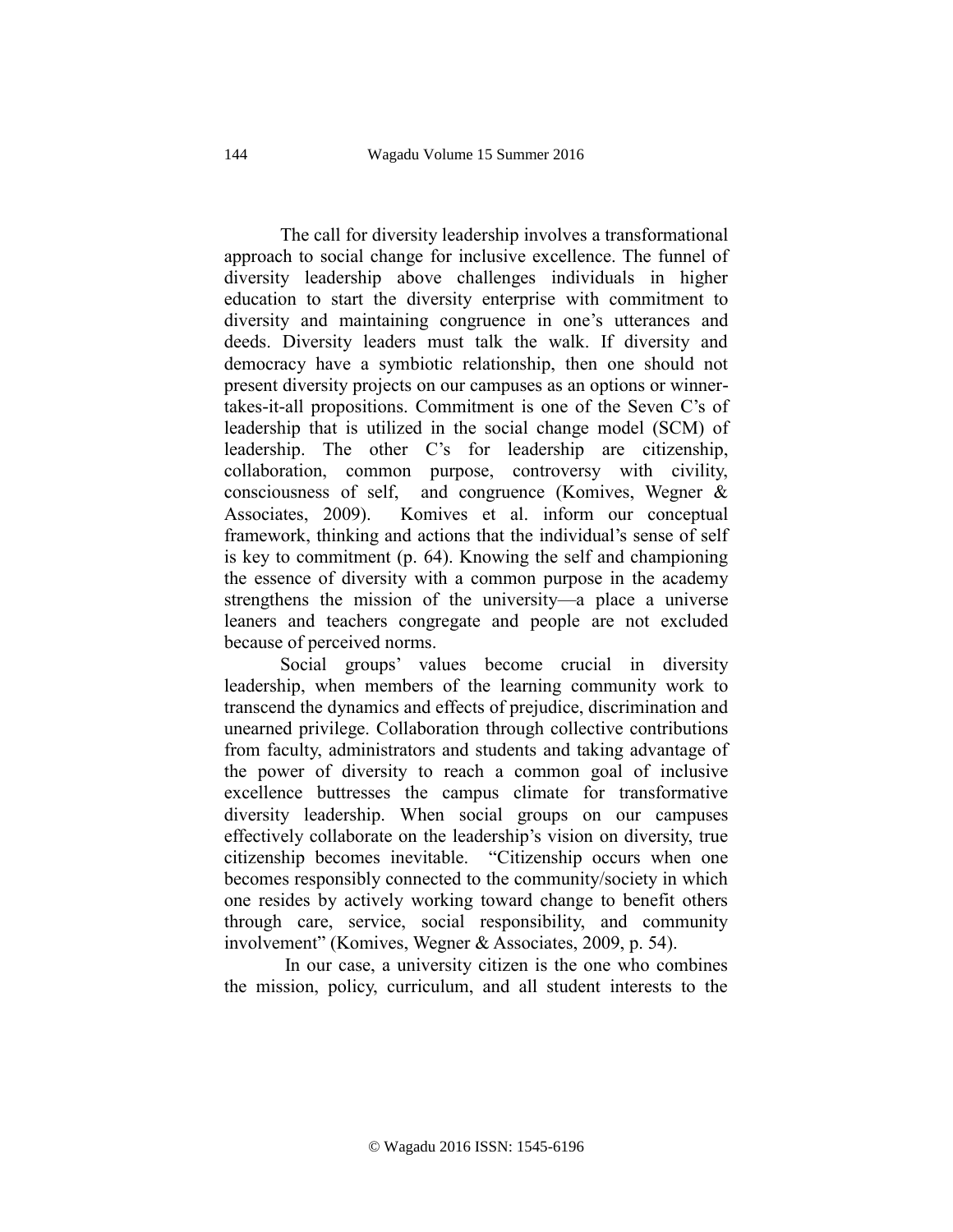The call for diversity leadership involves a transformational approach to social change for inclusive excellence. The funnel of diversity leadership above challenges individuals in higher education to start the diversity enterprise with commitment to diversity and maintaining congruence in one's utterances and deeds. Diversity leaders must talk the walk. If diversity and democracy have a symbiotic relationship, then one should not present diversity projects on our campuses as an options or winner-takes-it-all propositions. Commitment is one of the Seven C's of leadership that is utilized in the social change model (SCM) of leadership. The other C's for leadership are citizenship, collaboration, common purpose, controversy with civility, consciousness of self, and congruence (Komives, Wegner & Associates, 2009). Komives et al. inform our conceptual framework, thinking and actions that the individual's sense of self is key to commitment (p. 64). Knowing the self and championing the essence of diversity with a common purpose in the academy strengthens the mission of the university—a place a universe leaners and teachers congregate and people are not excluded because of perceived norms.

Social groups' values become crucial in diversity leadership, when members of the learning community work to transcend the dynamics and effects of prejudice, discrimination and unearned privilege. Collaboration through collective contributions from faculty, administrators and students and taking advantage of the power of diversity to reach a common goal of inclusive excellence buttresses the campus climate for transformative diversity leadership. When social groups on our campuses effectively collaborate on the leadership's vision on diversity, true citizenship becomes inevitable. "Citizenship occurs when one becomes responsibly connected to the community/society in which one resides by actively working toward change to benefit others through care, service, social responsibility, and community involvement" (Komives, Wegner & Associates, 2009, p. 54).

In our case, a university citizen is the one who combines the mission, policy, curriculum, and all student interests to the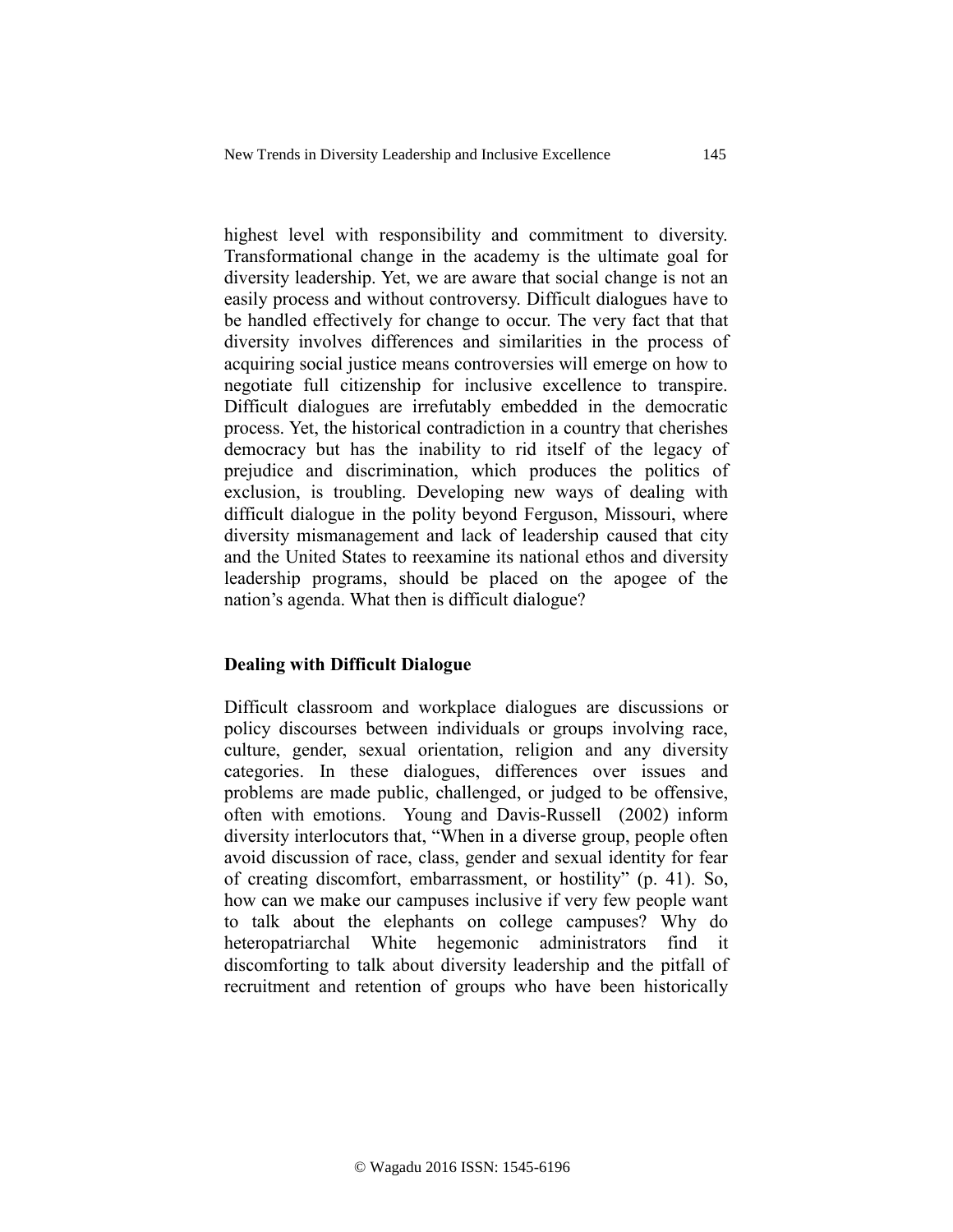highest level with responsibility and commitment to diversity. Transformational change in the academy is the ultimate goal for diversity leadership. Yet, we are aware that social change is not an easily process and without controversy. Difficult dialogues have to be handled effectively for change to occur. The very fact that that diversity involves differences and similarities in the process of acquiring social justice means controversies will emerge on how to negotiate full citizenship for inclusive excellence to transpire. Difficult dialogues are irrefutably embedded in the democratic process. Yet, the historical contradiction in a country that cherishes democracy but has the inability to rid itself of the legacy of prejudice and discrimination, which produces the politics of exclusion, is troubling. Developing new ways of dealing with difficult dialogue in the polity beyond Ferguson, Missouri, where diversity mismanagement and lack of leadership caused that city and the United States to reexamine its national ethos and diversity leadership programs, should be placed on the apogee of the nation's agenda. What then is difficult dialogue?

## Dealing with Difficult Dialogue

Difficult classroom and workplace dialogues are discussions or policy discourses between individuals or groups involving race, culture, gender, sexual orientation, religion and any diversity categories. In these dialogues, differences over issues and problems are made public, challenged, or judged to be offensive, often with emotions. Young and Davis-Russell (2002) inform diversity interlocutors that, "When in a diverse group, people often avoid discussion of race, class, gender and sexual identity for fear of creating discomfort, embarrassment, or hostility" (p. 41). So, how can we make our campuses inclusive if very few people want to talk about the elephants on college campuses? Why do heteropatriarchal White hegemonic administrators find it discomforting to talk about diversity leadership and the pitfall of recruitment and retention of groups who have been historically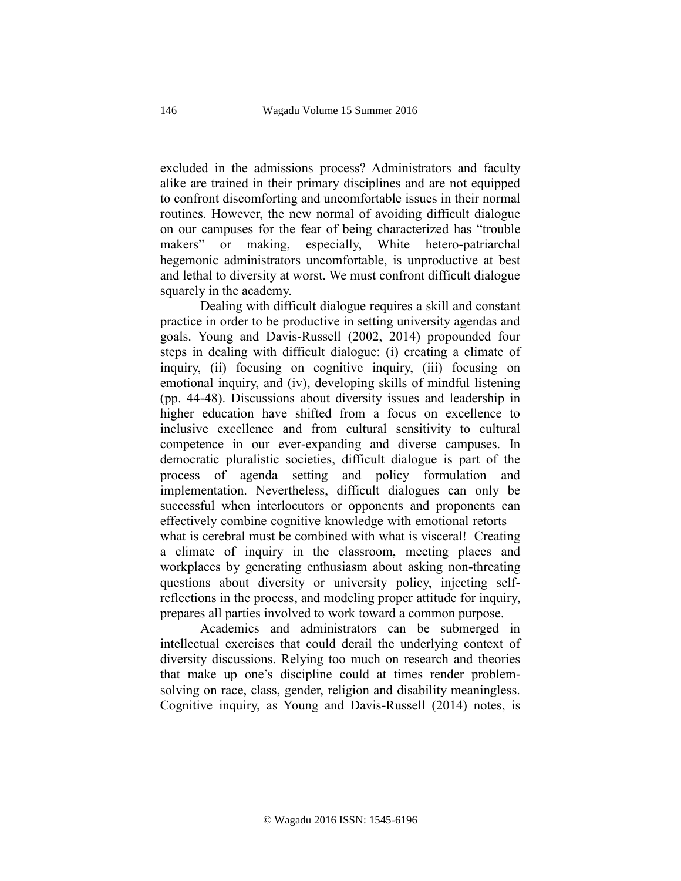excluded in the admissions process? Administrators and faculty alike are trained in their primary disciplines and are not equipped to confront discomforting and uncomfortable issues in their normal routines. However, the new normal of avoiding difficult dialogue on our campuses for the fear of being characterized has "trouble makers" or making, especially, White hetero-patriarchal hegemonic administrators uncomfortable, is unproductive at best and lethal to diversity at worst. We must confront difficult dialogue squarely in the academy.

Dealing with difficult dialogue requires a skill and constant practice in order to be productive in setting university agendas and goals. Young and Davis-Russell (2002, 2014) propounded four steps in dealing with difficult dialogue: (i) creating a climate of inquiry, (ii) focusing on cognitive inquiry, (iii) focusing on emotional inquiry, and (iv), developing skills of mindful listening (pp. 44-48). Discussions about diversity issues and leadership in higher education have shifted from a focus on excellence to inclusive excellence and from cultural sensitivity to cultural competence in our ever-expanding and diverse campuses. In democratic pluralistic societies, difficult dialogue is part of the process of agenda setting and policy formulation and implementation. Nevertheless, difficult dialogues can only be successful when interlocutors or opponents and proponents can effectively combine cognitive knowledge with emotional retorts—what is cerebral must be combined with what is visceral! Creating a climate of inquiry in the classroom, meeting places and workplaces by generating enthusiasm about asking non-threating questions about diversity or university policy, injecting self-reflections in the process, and modeling proper attitude for inquiry, prepares all parties involved to work toward a common purpose.

Academics and administrators can be submerged in intellectual exercises that could derail the underlying context of diversity discussions. Relying too much on research and theories that make up one's discipline could at times render problem-solving on race, class, gender, religion and disability meaningless. Cognitive inquiry, as Young and Davis-Russell (2014) notes, is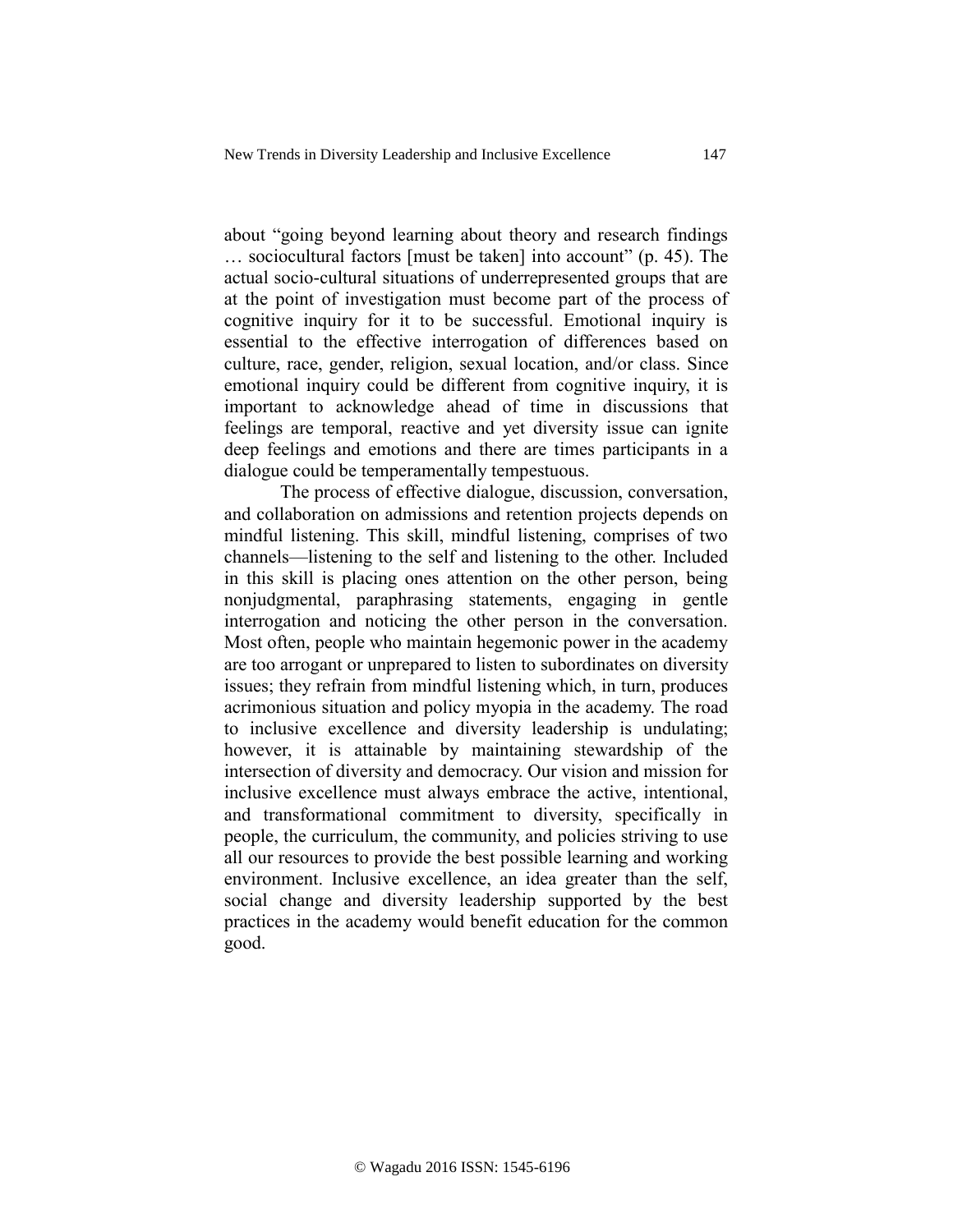about "going beyond learning about theory and research findings … sociocultural factors [must be taken] into account" (p. 45). The actual socio-cultural situations of underrepresented groups that are at the point of investigation must become part of the process of cognitive inquiry for it to be successful. Emotional inquiry is essential to the effective interrogation of differences based on culture, race, gender, religion, sexual location, and/or class. Since emotional inquiry could be different from cognitive inquiry, it is important to acknowledge ahead of time in discussions that feelings are temporal, reactive and yet diversity issue can ignite deep feelings and emotions and there are times participants in a dialogue could be temperamentally tempestuous.

The process of effective dialogue, discussion, conversation, and collaboration on admissions and retention projects depends on mindful listening. This skill, mindful listening, comprises of two channels—listening to the self and listening to the other. Included in this skill is placing ones attention on the other person, being nonjudgmental, paraphrasing statements, engaging in gentle interrogation and noticing the other person in the conversation. Most often, people who maintain hegemonic power in the academy are too arrogant or unprepared to listen to subordinates on diversity issues; they refrain from mindful listening which, in turn, produces acrimonious situation and policy myopia in the academy. The road to inclusive excellence and diversity leadership is undulating; however, it is attainable by maintaining stewardship of the intersection of diversity and democracy. Our vision and mission for inclusive excellence must always embrace the active, intentional, and transformational commitment to diversity, specifically in people, the curriculum, the community, and policies striving to use all our resources to provide the best possible learning and working environment. Inclusive excellence, an idea greater than the self, social change and diversity leadership supported by the best practices in the academy would benefit education for the common good.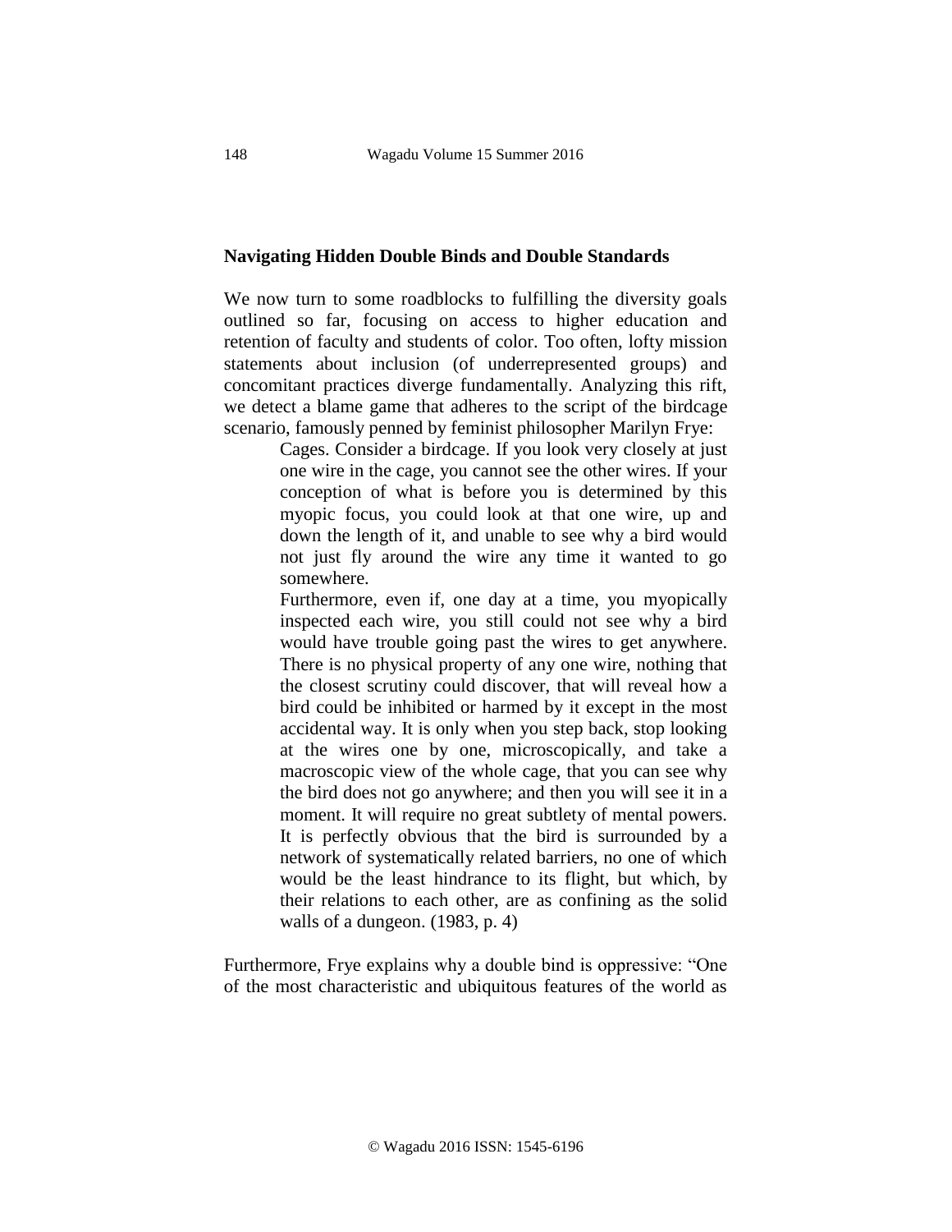## Navigating Hidden Double Binds and Double Standards

We now turn to some roadblocks to fulfilling the diversity goals outlined so far, focusing on access to higher education and retention of faculty and students of color. Too often, lofty mission statements about inclusion (of underrepresented groups) and concomitant practices diverge fundamentally. Analyzing this rift, we detect a blame game that adheres to the script of the birdcage scenario, famously penned by feminist philosopher Marilyn Frye:

> Cages. Consider a birdcage. If you look very closely at just one wire in the cage, you cannot see the other wires. If your conception of what is before you is determined by this myopic focus, you could look at that one wire, up and down the length of it, and unable to see why a bird would not just fly around the wire any time it wanted to go somewhere.
>
> Furthermore, even if, one day at a time, you myopically inspected each wire, you still could not see why a bird would have trouble going past the wires to get anywhere. There is no physical property of any one wire, nothing that the closest scrutiny could discover, that will reveal how a bird could be inhibited or harmed by it except in the most accidental way. It is only when you step back, stop looking at the wires one by one, microscopically, and take a macroscopic view of the whole cage, that you can see why the bird does not go anywhere; and then you will see it in a moment. It will require no great subtlety of mental powers. It is perfectly obvious that the bird is surrounded by a network of systematically related barriers, no one of which would be the least hindrance to its flight, but which, by their relations to each other, are as confining as the solid walls of a dungeon. (1983, p. 4)

Furthermore, Frye explains why a double bind is oppressive: "One of the most characteristic and ubiquitous features of the world as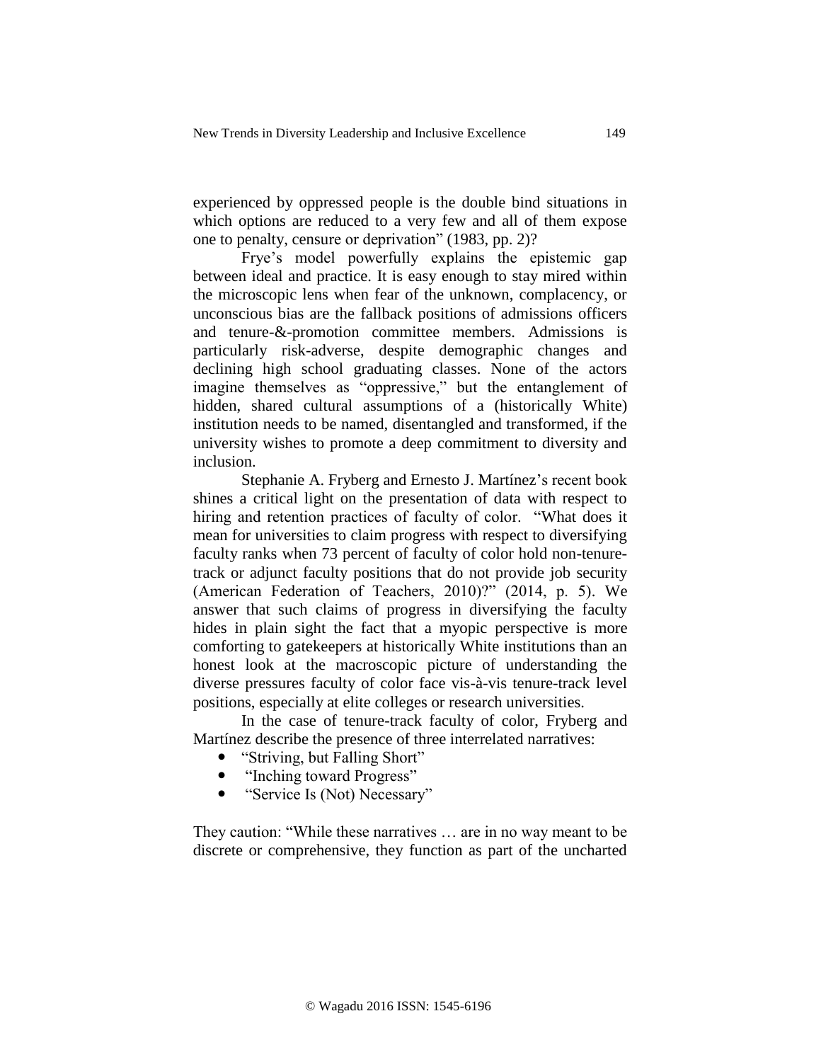experienced by oppressed people is the double bind situations in which options are reduced to a very few and all of them expose one to penalty, censure or deprivation" (1983, pp. 2)?

Frye's model powerfully explains the epistemic gap between ideal and practice. It is easy enough to stay mired within the microscopic lens when fear of the unknown, complacency, or unconscious bias are the fallback positions of admissions officers and tenure-&-promotion committee members. Admissions is particularly risk-adverse, despite demographic changes and declining high school graduating classes. None of the actors imagine themselves as "oppressive," but the entanglement of hidden, shared cultural assumptions of a (historically White) institution needs to be named, disentangled and transformed, if the university wishes to promote a deep commitment to diversity and inclusion.

Stephanie A. Fryberg and Ernesto J. Martínez's recent book shines a critical light on the presentation of data with respect to hiring and retention practices of faculty of color. "What does it mean for universities to claim progress with respect to diversifying faculty ranks when 73 percent of faculty of color hold non-tenure-track or adjunct faculty positions that do not provide job security (American Federation of Teachers, 2010)?" (2014, p. 5). We answer that such claims of progress in diversifying the faculty hides in plain sight the fact that a myopic perspective is more comforting to gatekeepers at historically White institutions than an honest look at the macroscopic picture of understanding the diverse pressures faculty of color face vis-à-vis tenure-track level positions, especially at elite colleges or research universities.

In the case of tenure-track faculty of color, Fryberg and Martínez describe the presence of three interrelated narratives:

- "Striving, but Falling Short"
- "Inching toward Progress"
- "Service Is (Not) Necessary"

They caution: "While these narratives … are in no way meant to be discrete or comprehensive, they function as part of the uncharted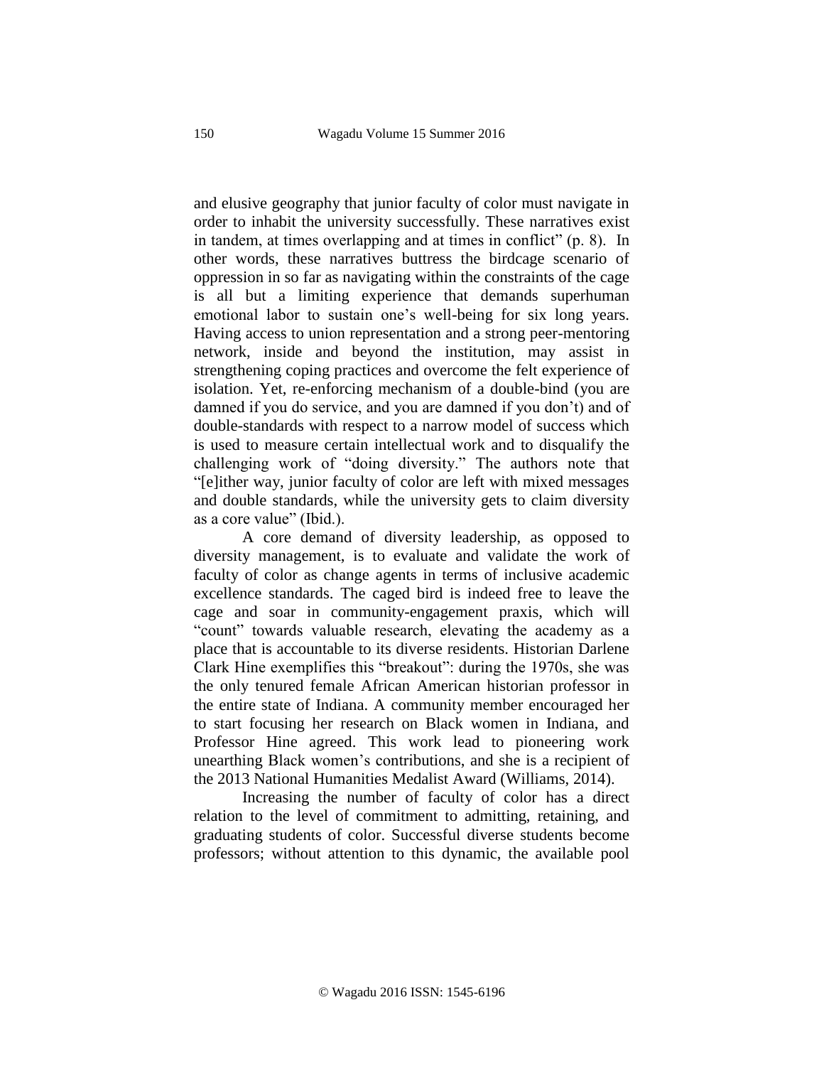and elusive geography that junior faculty of color must navigate in order to inhabit the university successfully. These narratives exist in tandem, at times overlapping and at times in conflict" (p. 8). In other words, these narratives buttress the birdcage scenario of oppression in so far as navigating within the constraints of the cage is all but a limiting experience that demands superhuman emotional labor to sustain one's well-being for six long years. Having access to union representation and a strong peer-mentoring network, inside and beyond the institution, may assist in strengthening coping practices and overcome the felt experience of isolation. Yet, re-enforcing mechanism of a double-bind (you are damned if you do service, and you are damned if you don't) and of double-standards with respect to a narrow model of success which is used to measure certain intellectual work and to disqualify the challenging work of "doing diversity." The authors note that "[e]ither way, junior faculty of color are left with mixed messages and double standards, while the university gets to claim diversity as a core value" (Ibid.).

A core demand of diversity leadership, as opposed to diversity management, is to evaluate and validate the work of faculty of color as change agents in terms of inclusive academic excellence standards. The caged bird is indeed free to leave the cage and soar in community-engagement praxis, which will "count" towards valuable research, elevating the academy as a place that is accountable to its diverse residents. Historian Darlene Clark Hine exemplifies this "breakout": during the 1970s, she was the only tenured female African American historian professor in the entire state of Indiana. A community member encouraged her to start focusing her research on Black women in Indiana, and Professor Hine agreed. This work lead to pioneering work unearthing Black women's contributions, and she is a recipient of the 2013 National Humanities Medalist Award (Williams, 2014).

Increasing the number of faculty of color has a direct relation to the level of commitment to admitting, retaining, and graduating students of color. Successful diverse students become professors; without attention to this dynamic, the available pool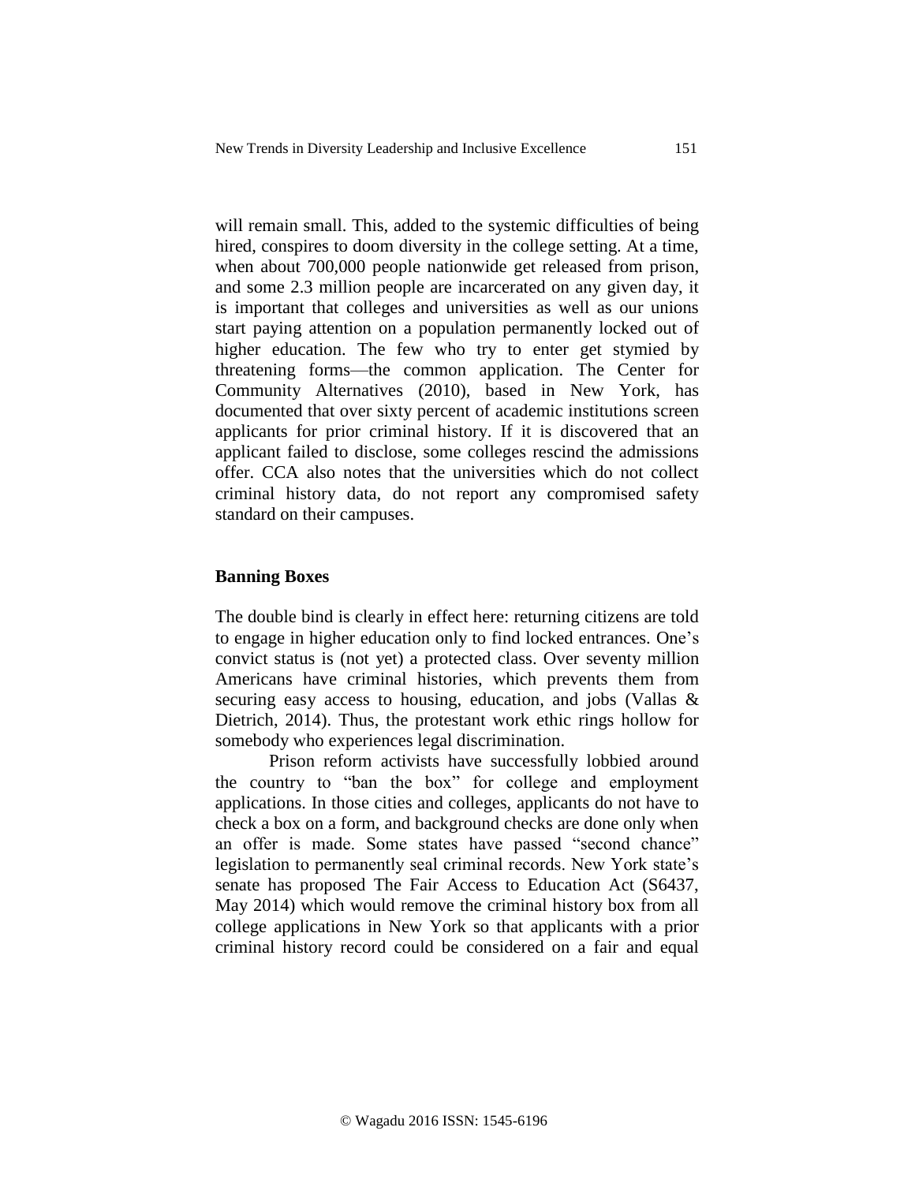will remain small. This, added to the systemic difficulties of being hired, conspires to doom diversity in the college setting. At a time, when about 700,000 people nationwide get released from prison, and some 2.3 million people are incarcerated on any given day, it is important that colleges and universities as well as our unions start paying attention on a population permanently locked out of higher education. The few who try to enter get stymied by threatening forms—the common application. The Center for Community Alternatives (2010), based in New York, has documented that over sixty percent of academic institutions screen applicants for prior criminal history. If it is discovered that an applicant failed to disclose, some colleges rescind the admissions offer. CCA also notes that the universities which do not collect criminal history data, do not report any compromised safety standard on their campuses.

### Banning Boxes

The double bind is clearly in effect here: returning citizens are told to engage in higher education only to find locked entrances. One's convict status is (not yet) a protected class. Over seventy million Americans have criminal histories, which prevents them from securing easy access to housing, education, and jobs (Vallas & Dietrich, 2014). Thus, the protestant work ethic rings hollow for somebody who experiences legal discrimination.

Prison reform activists have successfully lobbied around the country to "ban the box" for college and employment applications. In those cities and colleges, applicants do not have to check a box on a form, and background checks are done only when an offer is made. Some states have passed "second chance" legislation to permanently seal criminal records. New York state's senate has proposed The Fair Access to Education Act (S6437, May 2014) which would remove the criminal history box from all college applications in New York so that applicants with a prior criminal history record could be considered on a fair and equal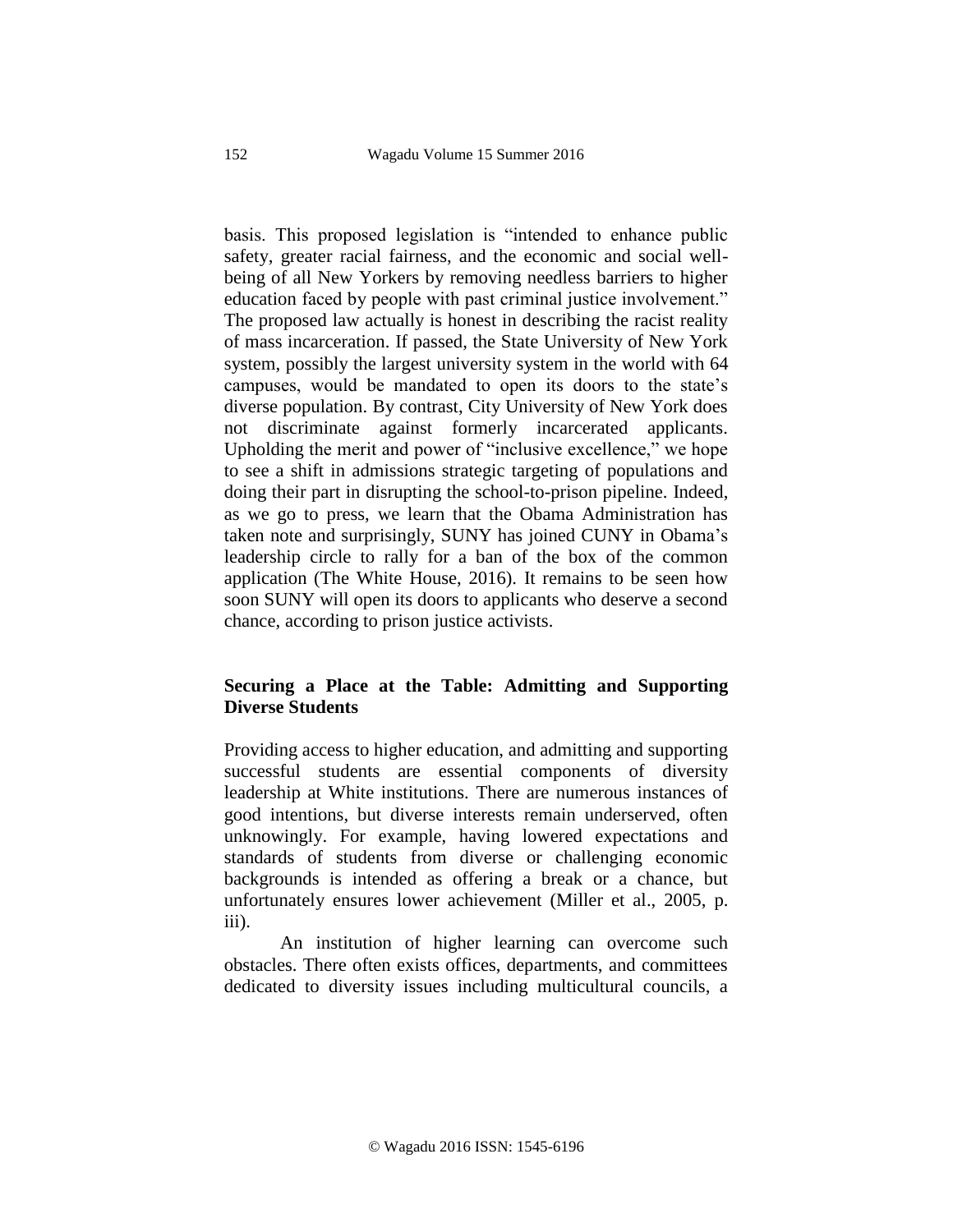basis. This proposed legislation is "intended to enhance public safety, greater racial fairness, and the economic and social well-being of all New Yorkers by removing needless barriers to higher education faced by people with past criminal justice involvement." The proposed law actually is honest in describing the racist reality of mass incarceration. If passed, the State University of New York system, possibly the largest university system in the world with 64 campuses, would be mandated to open its doors to the state's diverse population. By contrast, City University of New York does not discriminate against formerly incarcerated applicants. Upholding the merit and power of "inclusive excellence," we hope to see a shift in admissions strategic targeting of populations and doing their part in disrupting the school-to-prison pipeline. Indeed, as we go to press, we learn that the Obama Administration has taken note and surprisingly, SUNY has joined CUNY in Obama's leadership circle to rally for a ban of the box of the common application (The White House, 2016). It remains to be seen how soon SUNY will open its doors to applicants who deserve a second chance, according to prison justice activists.

## Securing a Place at the Table: Admitting and Supporting Diverse Students

Providing access to higher education, and admitting and supporting successful students are essential components of diversity leadership at White institutions. There are numerous instances of good intentions, but diverse interests remain underserved, often unknowingly. For example, having lowered expectations and standards of students from diverse or challenging economic backgrounds is intended as offering a break or a chance, but unfortunately ensures lower achievement (Miller et al., 2005, p. iii).

An institution of higher learning can overcome such obstacles. There often exists offices, departments, and committees dedicated to diversity issues including multicultural councils, a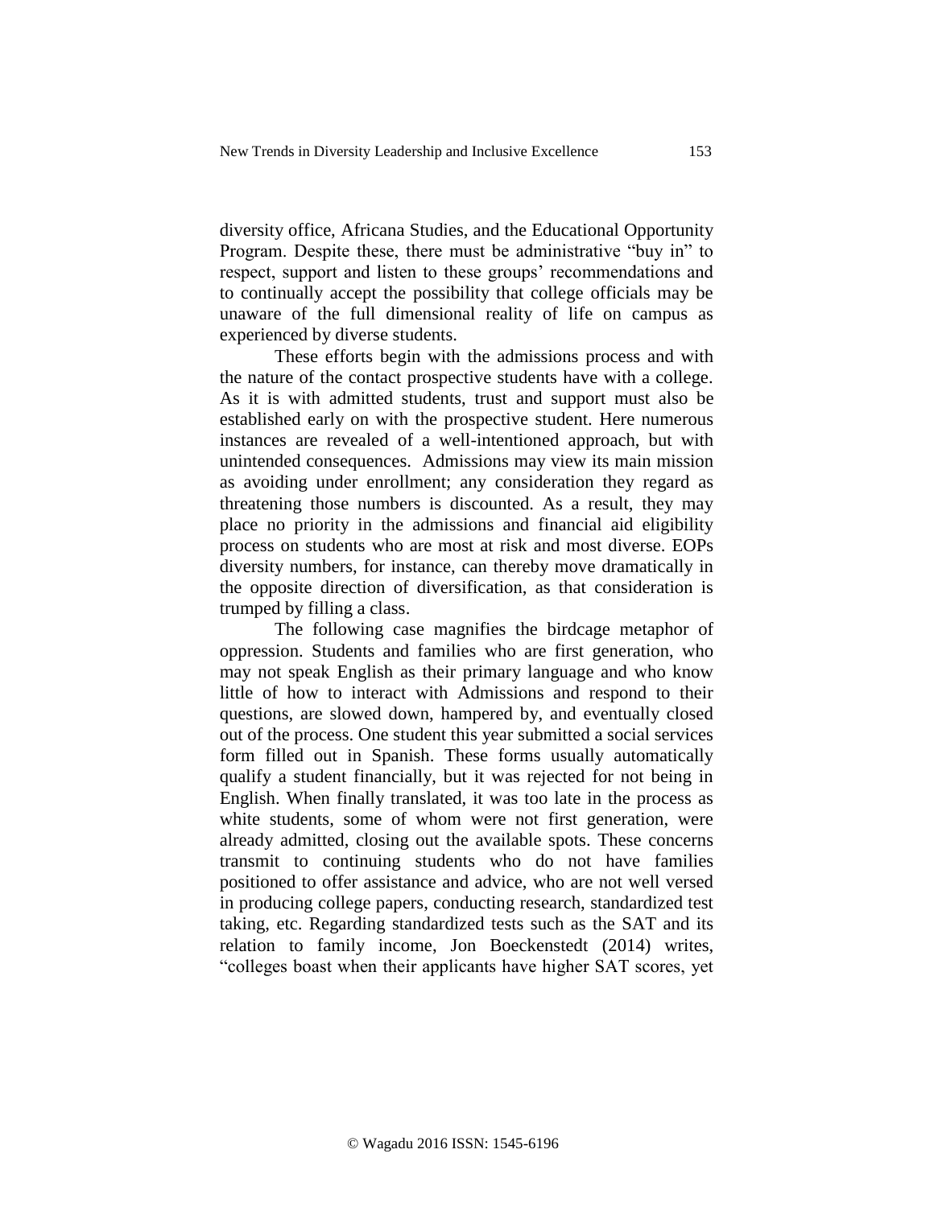diversity office, Africana Studies, and the Educational Opportunity Program. Despite these, there must be administrative "buy in" to respect, support and listen to these groups' recommendations and to continually accept the possibility that college officials may be unaware of the full dimensional reality of life on campus as experienced by diverse students.

These efforts begin with the admissions process and with the nature of the contact prospective students have with a college. As it is with admitted students, trust and support must also be established early on with the prospective student. Here numerous instances are revealed of a well-intentioned approach, but with unintended consequences. Admissions may view its main mission as avoiding under enrollment; any consideration they regard as threatening those numbers is discounted. As a result, they may place no priority in the admissions and financial aid eligibility process on students who are most at risk and most diverse. EOPs diversity numbers, for instance, can thereby move dramatically in the opposite direction of diversification, as that consideration is trumped by filling a class.

The following case magnifies the birdcage metaphor of oppression. Students and families who are first generation, who may not speak English as their primary language and who know little of how to interact with Admissions and respond to their questions, are slowed down, hampered by, and eventually closed out of the process. One student this year submitted a social services form filled out in Spanish. These forms usually automatically qualify a student financially, but it was rejected for not being in English. When finally translated, it was too late in the process as white students, some of whom were not first generation, were already admitted, closing out the available spots. These concerns transmit to continuing students who do not have families positioned to offer assistance and advice, who are not well versed in producing college papers, conducting research, standardized test taking, etc. Regarding standardized tests such as the SAT and its relation to family income, Jon Boeckenstedt (2014) writes, "colleges boast when their applicants have higher SAT scores, yet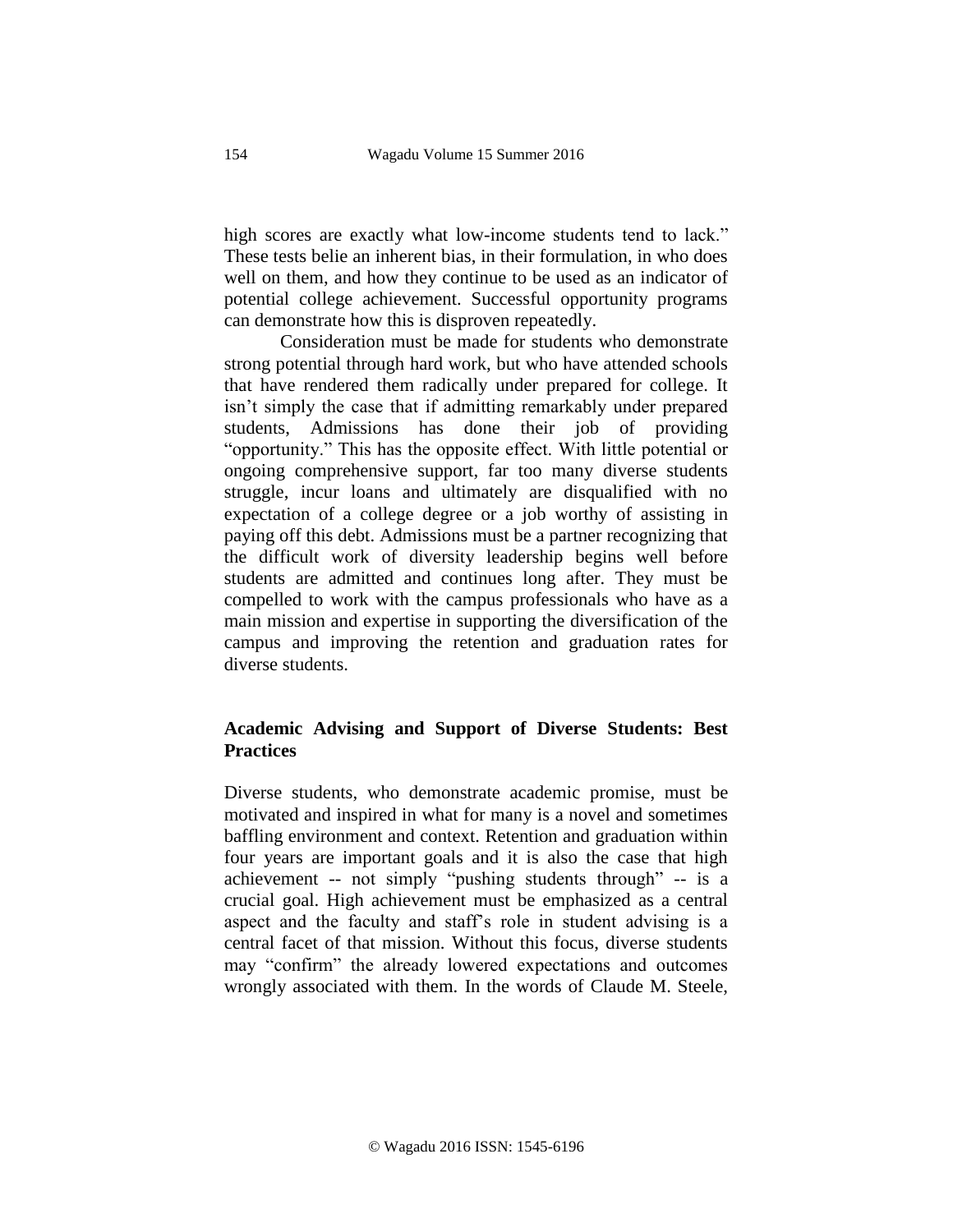high scores are exactly what low-income students tend to lack." These tests belie an inherent bias, in their formulation, in who does well on them, and how they continue to be used as an indicator of potential college achievement. Successful opportunity programs can demonstrate how this is disproven repeatedly.

Consideration must be made for students who demonstrate strong potential through hard work, but who have attended schools that have rendered them radically under prepared for college. It isn't simply the case that if admitting remarkably under prepared students, Admissions has done their job of providing "opportunity." This has the opposite effect. With little potential or ongoing comprehensive support, far too many diverse students struggle, incur loans and ultimately are disqualified with no expectation of a college degree or a job worthy of assisting in paying off this debt. Admissions must be a partner recognizing that the difficult work of diversity leadership begins well before students are admitted and continues long after. They must be compelled to work with the campus professionals who have as a main mission and expertise in supporting the diversification of the campus and improving the retention and graduation rates for diverse students.

## Academic Advising and Support of Diverse Students: Best Practices

Diverse students, who demonstrate academic promise, must be motivated and inspired in what for many is a novel and sometimes baffling environment and context. Retention and graduation within four years are important goals and it is also the case that high achievement -- not simply "pushing students through" -- is a crucial goal. High achievement must be emphasized as a central aspect and the faculty and staff's role in student advising is a central facet of that mission. Without this focus, diverse students may "confirm" the already lowered expectations and outcomes wrongly associated with them. In the words of Claude M. Steele,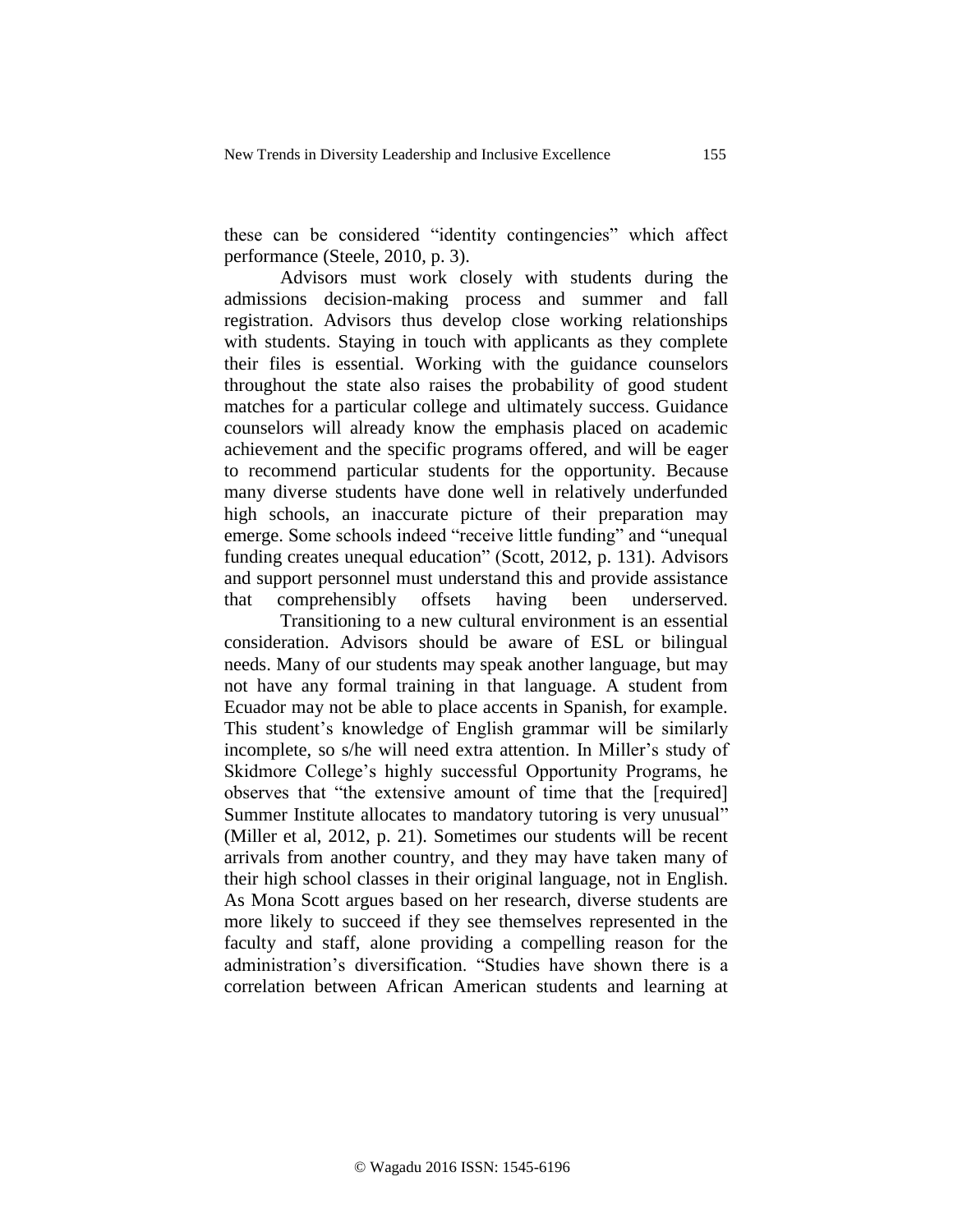these can be considered "identity contingencies" which affect performance (Steele, 2010, p. 3).

Advisors must work closely with students during the admissions decision-making process and summer and fall registration. Advisors thus develop close working relationships with students. Staying in touch with applicants as they complete their files is essential. Working with the guidance counselors throughout the state also raises the probability of good student matches for a particular college and ultimately success. Guidance counselors will already know the emphasis placed on academic achievement and the specific programs offered, and will be eager to recommend particular students for the opportunity. Because many diverse students have done well in relatively underfunded high schools, an inaccurate picture of their preparation may emerge. Some schools indeed "receive little funding" and "unequal funding creates unequal education" (Scott, 2012, p. 131). Advisors and support personnel must understand this and provide assistance that comprehensibly offsets having been underserved.

Transitioning to a new cultural environment is an essential consideration. Advisors should be aware of ESL or bilingual needs. Many of our students may speak another language, but may not have any formal training in that language. A student from Ecuador may not be able to place accents in Spanish, for example. This student's knowledge of English grammar will be similarly incomplete, so s/he will need extra attention. In Miller's study of Skidmore College's highly successful Opportunity Programs, he observes that "the extensive amount of time that the [required] Summer Institute allocates to mandatory tutoring is very unusual" (Miller et al, 2012, p. 21). Sometimes our students will be recent arrivals from another country, and they may have taken many of their high school classes in their original language, not in English. As Mona Scott argues based on her research, diverse students are more likely to succeed if they see themselves represented in the faculty and staff, alone providing a compelling reason for the administration's diversification. "Studies have shown there is a correlation between African American students and learning at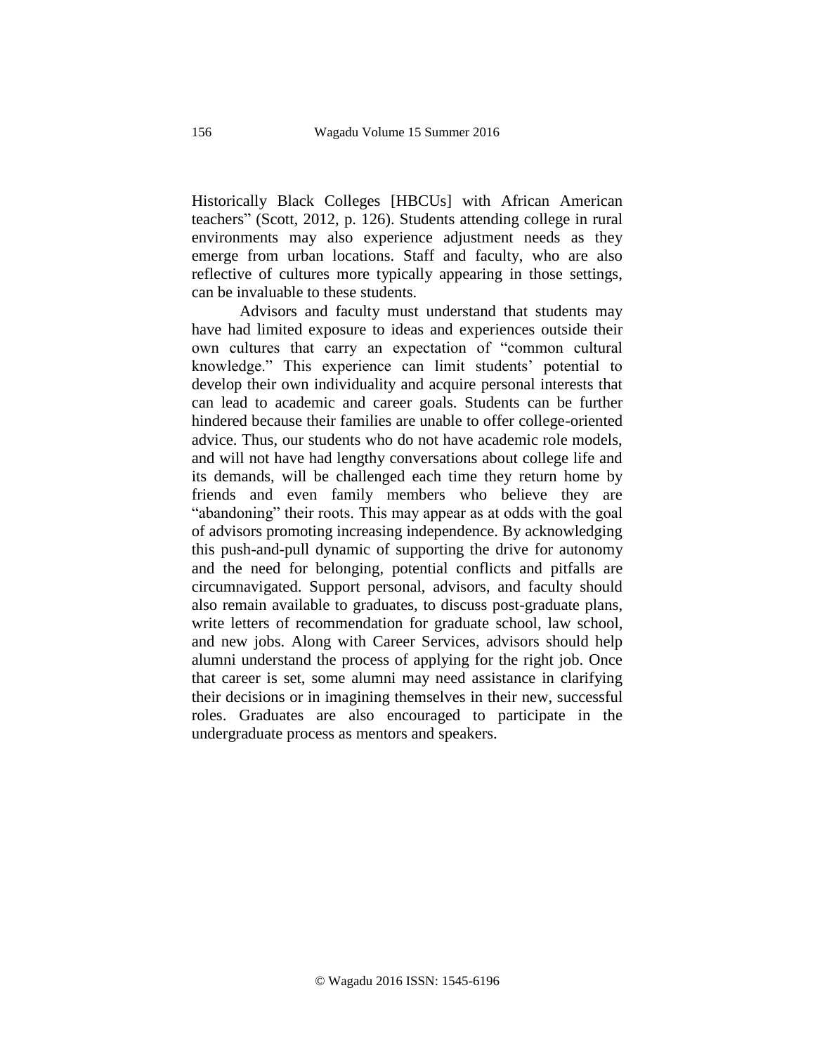Historically Black Colleges [HBCUs] with African American teachers" (Scott, 2012, p. 126). Students attending college in rural environments may also experience adjustment needs as they emerge from urban locations. Staff and faculty, who are also reflective of cultures more typically appearing in those settings, can be invaluable to these students.

Advisors and faculty must understand that students may have had limited exposure to ideas and experiences outside their own cultures that carry an expectation of "common cultural knowledge." This experience can limit students' potential to develop their own individuality and acquire personal interests that can lead to academic and career goals. Students can be further hindered because their families are unable to offer college-oriented advice. Thus, our students who do not have academic role models, and will not have had lengthy conversations about college life and its demands, will be challenged each time they return home by friends and even family members who believe they are "abandoning" their roots. This may appear as at odds with the goal of advisors promoting increasing independence. By acknowledging this push-and-pull dynamic of supporting the drive for autonomy and the need for belonging, potential conflicts and pitfalls are circumnavigated. Support personal, advisors, and faculty should also remain available to graduates, to discuss post-graduate plans, write letters of recommendation for graduate school, law school, and new jobs. Along with Career Services, advisors should help alumni understand the process of applying for the right job. Once that career is set, some alumni may need assistance in clarifying their decisions or in imagining themselves in their new, successful roles. Graduates are also encouraged to participate in the undergraduate process as mentors and speakers.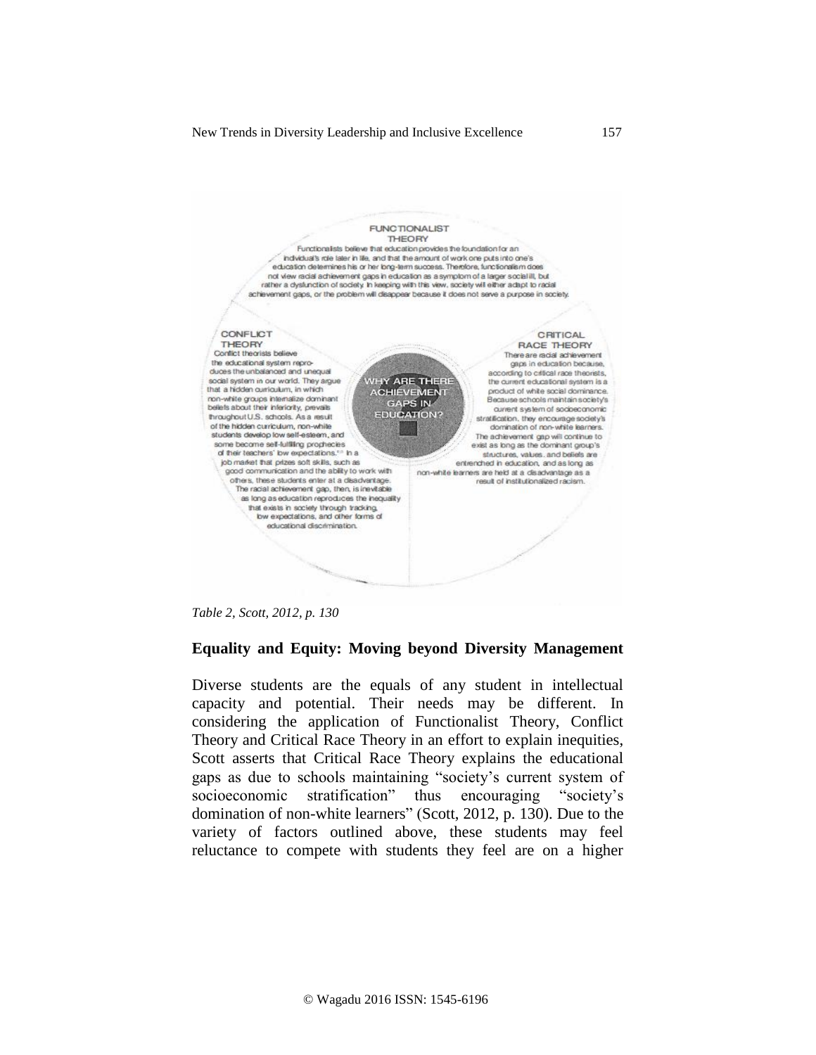**FUNCTIONALIST THEORY**

Functionalists believe that education provides the foundation for an individual's role later in life, and that the amount of work one puts into one's education determines his or her long-term success. Therefore, functionalism does not view racial achievement gaps in education as a symptom of a larger social ill, but rather a dysfunction of society. In keeping with this view, society will either adapt to racial achievement gaps, or the problem will disappear because it does not serve a purpose in society.

**CONFLICT THEORY**

Conflict theorists believe the educational system reproduces the unbalanced and unequal social system in our world. They argue that a hidden curriculum, in which non-white groups internalize dominant beliefs about their inferiority, prevails throughout U.S. schools. As a result of the hidden curriculum, non-white students develop low self-esteem, and some become self-fulfilling prophecies of their teachers' low expectations.[11] In a job market that prizes soft skills, such as good communication and the ability to work with others, these students enter at a disadvantage. The racial achievement gap, then, is inevitable as long as education reproduces the inequality that exists in society through tracking, low expectations, and other forms of educational discrimination.

**WHY ARE THERE ACHIEVEMENT GAPS IN EDUCATION?**

**CRITICAL RACE THEORY**

There are racial achievement gaps in education because, according to critical race theorists, the current educational system is a product of white social dominance. Because schools maintain society's current system of socioeconomic stratification, they encourage society's domination of non-white learners. The achievement gap will continue to exist as long as the dominant group's structures, values, and beliefs are entrenched in education, and as long as non-white learners are held at a disadvantage as a result of institutionalized racism.

*Table 2, Scott, 2012, p. 130*

## Equality and Equity: Moving beyond Diversity Management

Diverse students are the equals of any student in intellectual capacity and potential. Their needs may be different. In considering the application of Functionalist Theory, Conflict Theory and Critical Race Theory in an effort to explain inequities, Scott asserts that Critical Race Theory explains the educational gaps as due to schools maintaining "society's current system of socioeconomic stratification" thus encouraging "society's domination of non-white learners" (Scott, 2012, p. 130). Due to the variety of factors outlined above, these students may feel reluctance to compete with students they feel are on a higher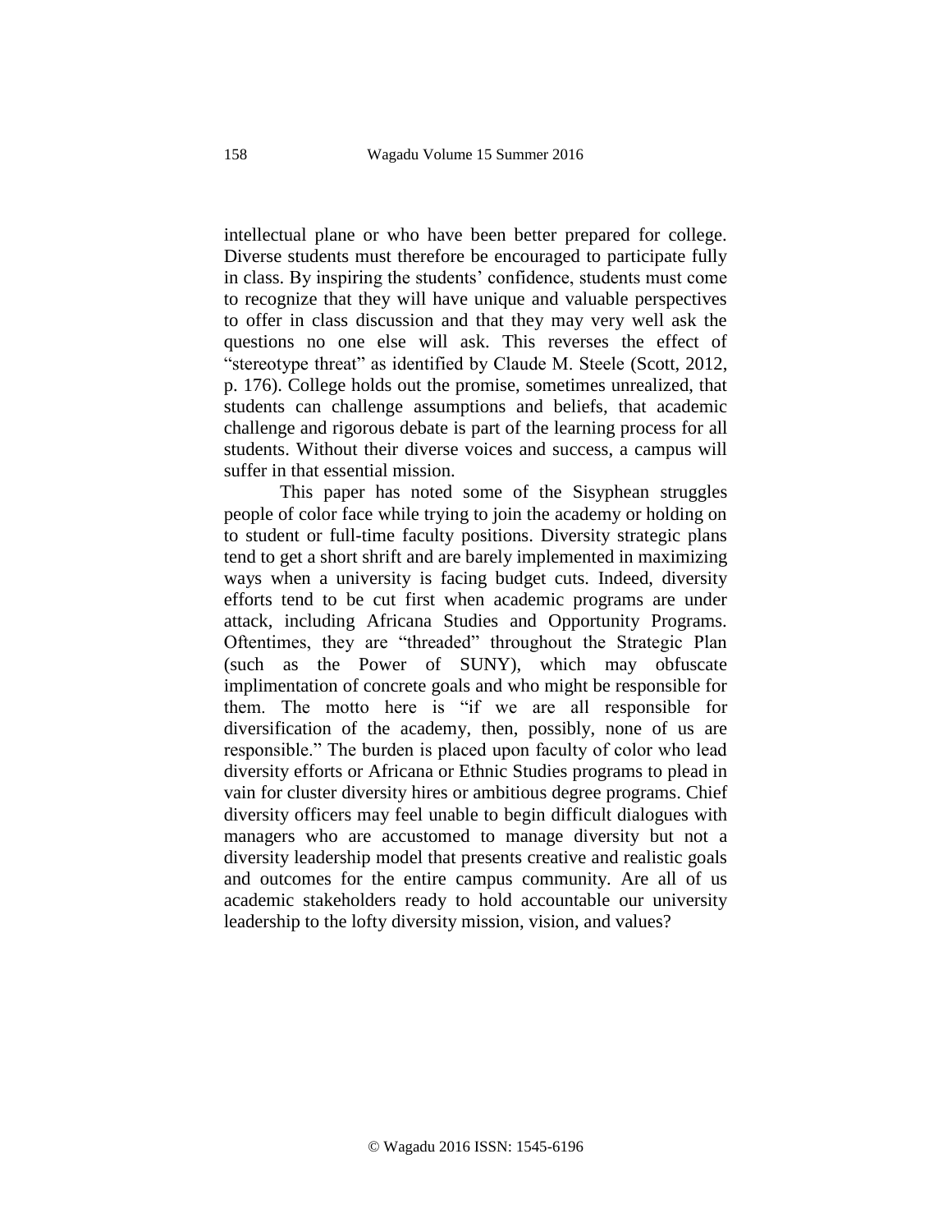intellectual plane or who have been better prepared for college. Diverse students must therefore be encouraged to participate fully in class. By inspiring the students' confidence, students must come to recognize that they will have unique and valuable perspectives to offer in class discussion and that they may very well ask the questions no one else will ask. This reverses the effect of "stereotype threat" as identified by Claude M. Steele (Scott, 2012, p. 176). College holds out the promise, sometimes unrealized, that students can challenge assumptions and beliefs, that academic challenge and rigorous debate is part of the learning process for all students. Without their diverse voices and success, a campus will suffer in that essential mission.

This paper has noted some of the Sisyphean struggles people of color face while trying to join the academy or holding on to student or full-time faculty positions. Diversity strategic plans tend to get a short shrift and are barely implemented in maximizing ways when a university is facing budget cuts. Indeed, diversity efforts tend to be cut first when academic programs are under attack, including Africana Studies and Opportunity Programs. Oftentimes, they are "threaded" throughout the Strategic Plan (such as the Power of SUNY), which may obfuscate implimentation of concrete goals and who might be responsible for them. The motto here is "if we are all responsible for diversification of the academy, then, possibly, none of us are responsible." The burden is placed upon faculty of color who lead diversity efforts or Africana or Ethnic Studies programs to plead in vain for cluster diversity hires or ambitious degree programs. Chief diversity officers may feel unable to begin difficult dialogues with managers who are accustomed to manage diversity but not a diversity leadership model that presents creative and realistic goals and outcomes for the entire campus community. Are all of us academic stakeholders ready to hold accountable our university leadership to the lofty diversity mission, vision, and values?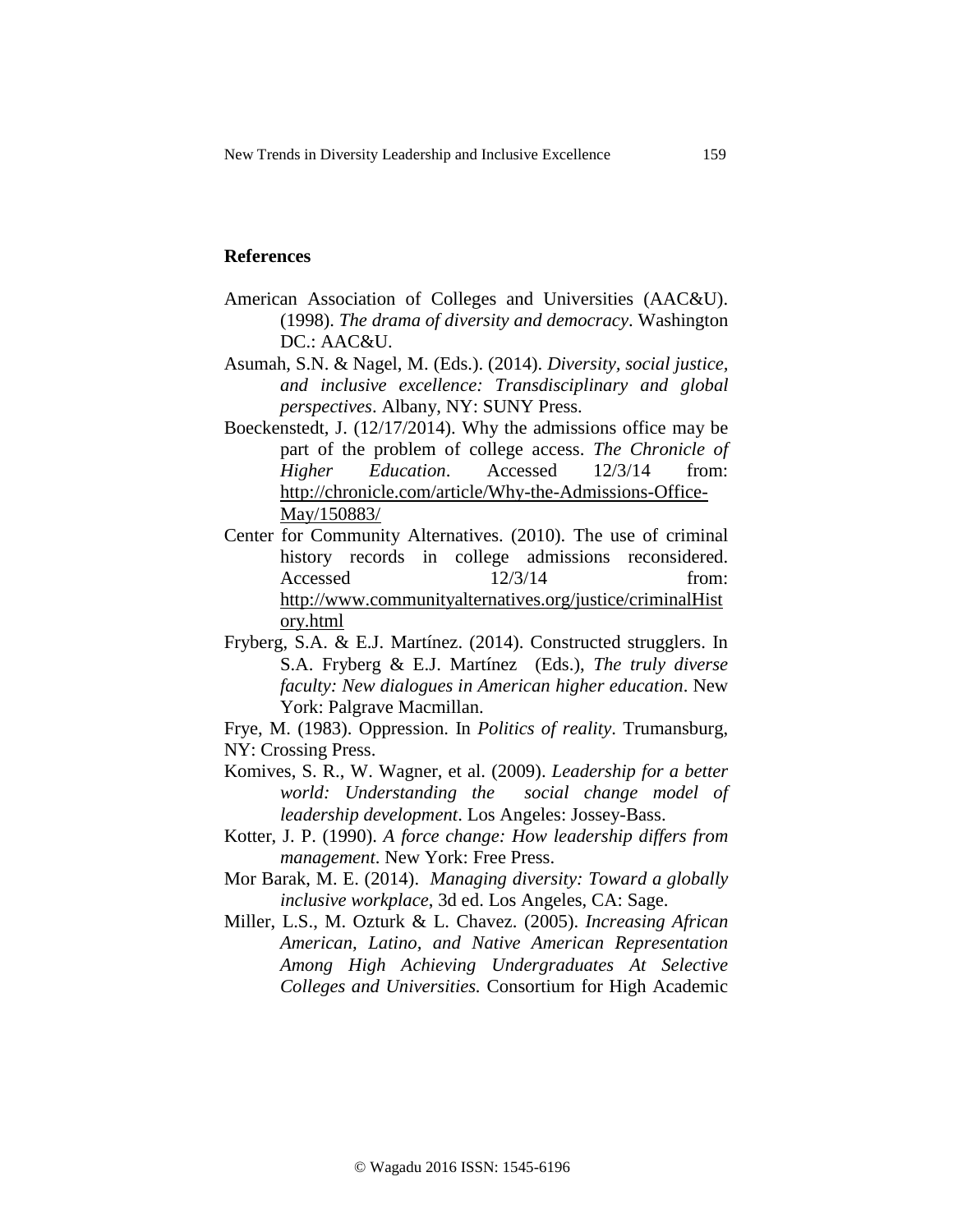## References

American Association of Colleges and Universities (AAC&U). (1998). *The drama of diversity and democracy*. Washington DC.: AAC&U.

Asumah, S.N. & Nagel, M. (Eds.). (2014). *Diversity, social justice, and inclusive excellence: Transdisciplinary and global perspectives*. Albany, NY: SUNY Press.

Boeckenstedt, J. (12/17/2014). Why the admissions office may be part of the problem of college access. *The Chronicle of Higher Education*. Accessed 12/3/14 from: http://chronicle.com/article/Why-the-Admissions-Office-May/150883/

Center for Community Alternatives. (2010). The use of criminal history records in college admissions reconsidered. Accessed 12/3/14 from: http://www.communityalternatives.org/justice/criminalHistory.html

Fryberg, S.A. & E.J. Martínez. (2014). Constructed strugglers. In S.A. Fryberg & E.J. Martínez (Eds.), *The truly diverse faculty: New dialogues in American higher education*. New York: Palgrave Macmillan.

Frye, M. (1983). Oppression. In *Politics of reality*. Trumansburg, NY: Crossing Press.

Komives, S. R., W. Wagner, et al. (2009). *Leadership for a better world: Understanding the social change model of leadership development*. Los Angeles: Jossey-Bass.

Kotter, J. P. (1990). *A force change: How leadership differs from management*. New York: Free Press.

Mor Barak, M. E. (2014). *Managing diversity: Toward a globally inclusive workplace*, 3d ed. Los Angeles, CA: Sage.

Miller, L.S., M. Ozturk & L. Chavez. (2005). *Increasing African American, Latino, and Native American Representation Among High Achieving Undergraduates At Selective Colleges and Universities.* Consortium for High Academic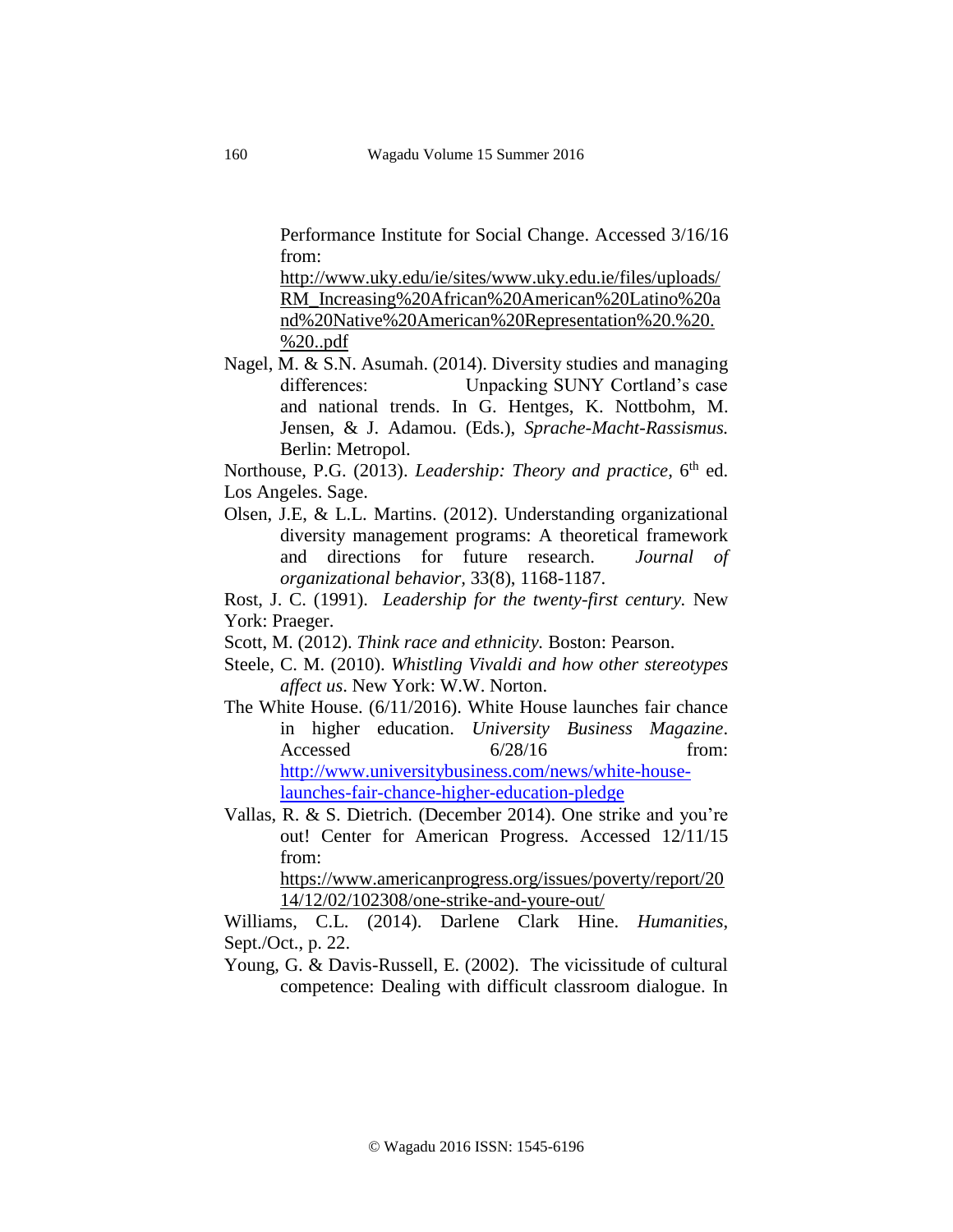Performance Institute for Social Change. Accessed 3/16/16 from: http://www.uky.edu/ie/sites/www.uky.edu.ie/files/uploads/RM_Increasing%20African%20American%20Latino%20and%20Native%20American%20Representation%20.%20.%20..pdf

Nagel, M. & S.N. Asumah. (2014). Diversity studies and managing differences: Unpacking SUNY Cortland's case and national trends. In G. Hentges, K. Nottbohm, M. Jensen, & J. Adamou. (Eds.), *Sprache-Macht-Rassismus.* Berlin: Metropol.

Northouse, P.G. (2013). *Leadership: Theory and practice*, 6th ed. Los Angeles. Sage.

Olsen, J.E, & L.L. Martins. (2012). Understanding organizational diversity management programs: A theoretical framework and directions for future research. *Journal of organizational behavior*, 33(8), 1168-1187.

Rost, J. C. (1991). *Leadership for the twenty-first century.* New York: Praeger.

Scott, M. (2012). *Think race and ethnicity.* Boston: Pearson.

Steele, C. M. (2010). *Whistling Vivaldi and how other stereotypes affect us*. New York: W.W. Norton.

The White House. (6/11/2016). White House launches fair chance in higher education. *University Business Magazine*. Accessed 6/28/16 from: http://www.universitybusiness.com/news/white-house-launches-fair-chance-higher-education-pledge

Vallas, R. & S. Dietrich. (December 2014). One strike and you're out! Center for American Progress. Accessed 12/11/15 from: https://www.americanprogress.org/issues/poverty/report/2014/12/02/102308/one-strike-and-youre-out/

Williams, C.L. (2014). Darlene Clark Hine. *Humanities*, Sept./Oct., p. 22.

Young, G. & Davis-Russell, E. (2002). The vicissitude of cultural competence: Dealing with difficult classroom dialogue. In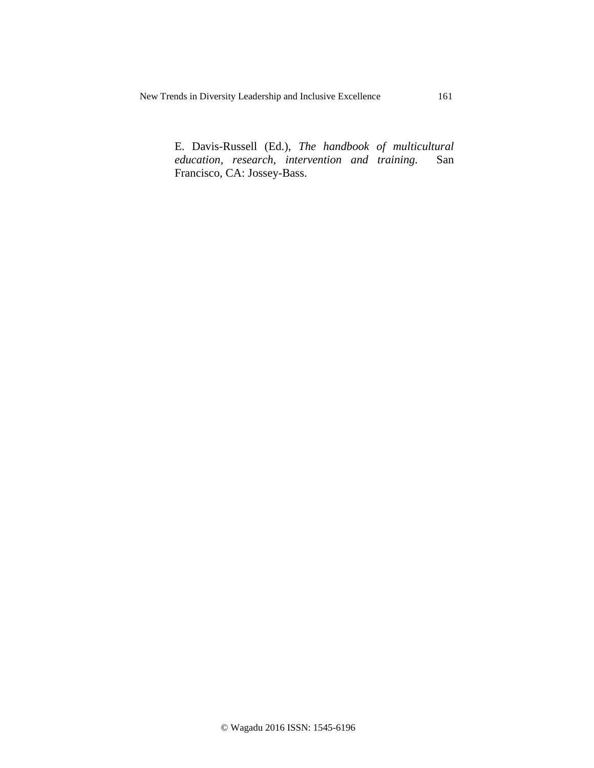E. Davis-Russell (Ed.), *The handbook of multicultural education, research, intervention and training.* San Francisco, CA: Jossey-Bass.